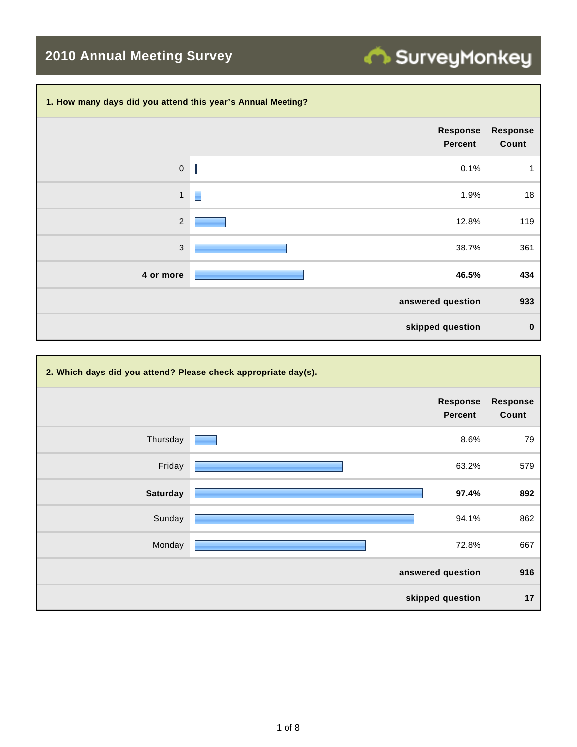# 2010 Annual Meeting Survey

## 1. How many days did you attend this year's Annual Meeting?

| | Response Percent | Response Count |
|---|---|---|
| 0 | 0.1% | 1 |
| 1 | 1.9% | 18 |
| 2 | 12.8% | 119 |
| 3 | 38.7% | 361 |
| **4 or more** | **46.5%** | **434** |
| | **answered question** | **933** |
| | **skipped question** | **0** |

## 2. Which days did you attend? Please check appropriate day(s).

| | Response Percent | Response Count |
|---|---|---|
| Thursday | 8.6% | 79 |
| Friday | 63.2% | 579 |
| **Saturday** | **97.4%** | **892** |
| Sunday | 94.1% | 862 |
| Monday | 72.8% | 667 |
| | **answered question** | **916** |
| | **skipped question** | **17** |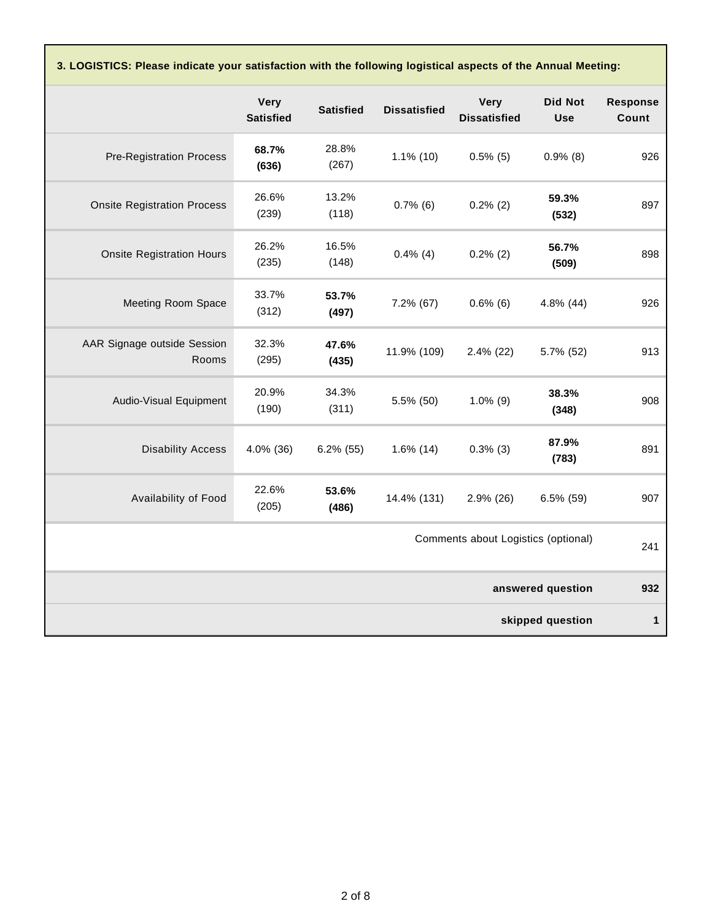**3. LOGISTICS: Please indicate your satisfaction with the following logistical aspects of the Annual Meeting:**

| | Very Satisfied | Satisfied | Dissatisfied | Very Dissatisfied | Did Not Use | Response Count |
|---|---|---|---|---|---|---|
| Pre-Registration Process | **68.7% (636)** | 28.8% (267) | 1.1% (10) | 0.5% (5) | 0.9% (8) | 926 |
| Onsite Registration Process | 26.6% (239) | 13.2% (118) | 0.7% (6) | 0.2% (2) | **59.3% (532)** | 897 |
| Onsite Registration Hours | 26.2% (235) | 16.5% (148) | 0.4% (4) | 0.2% (2) | **56.7% (509)** | 898 |
| Meeting Room Space | 33.7% (312) | **53.7% (497)** | 7.2% (67) | 0.6% (6) | 4.8% (44) | 926 |
| AAR Signage outside Session Rooms | 32.3% (295) | **47.6% (435)** | 11.9% (109) | 2.4% (22) | 5.7% (52) | 913 |
| Audio-Visual Equipment | 20.9% (190) | 34.3% (311) | 5.5% (50) | 1.0% (9) | **38.3% (348)** | 908 |
| Disability Access | 4.0% (36) | 6.2% (55) | 1.6% (14) | 0.3% (3) | **87.9% (783)** | 891 |
| Availability of Food | 22.6% (205) | **53.6% (486)** | 14.4% (131) | 2.9% (26) | 6.5% (59) | 907 |
| | | | | | Comments about Logistics (optional) | 241 |
| | | | | | **answered question** | **932** |
| | | | | | **skipped question** | **1** |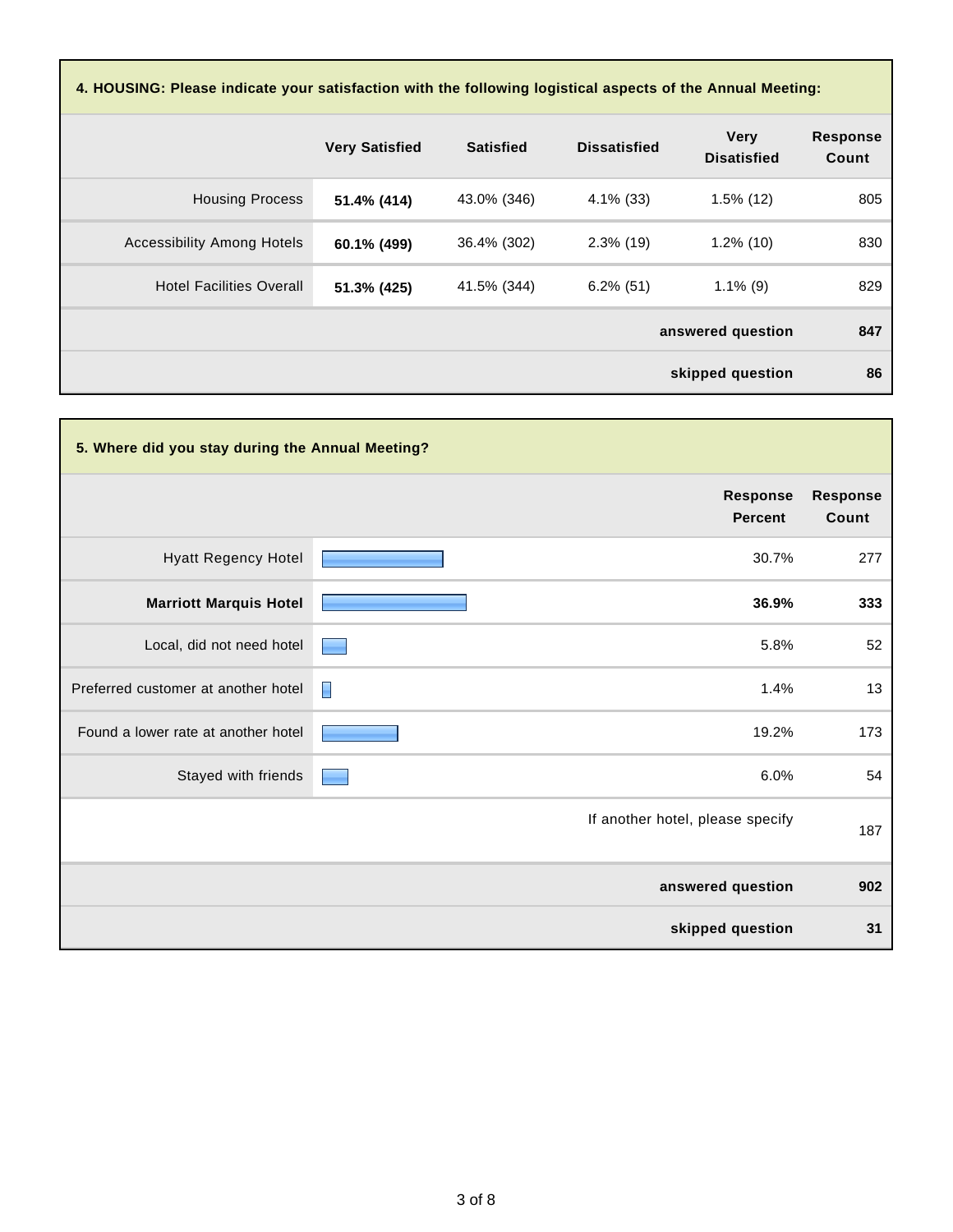## 4. HOUSING: Please indicate your satisfaction with the following logistical aspects of the Annual Meeting:

| | Very Satisfied | Satisfied | Dissatisfied | Very Disatisfied | Response Count |
|---|---|---|---|---|---|
| Housing Process | **51.4% (414)** | 43.0% (346) | 4.1% (33) | 1.5% (12) | 805 |
| Accessibility Among Hotels | **60.1% (499)** | 36.4% (302) | 2.3% (19) | 1.2% (10) | 830 |
| Hotel Facilities Overall | **51.3% (425)** | 41.5% (344) | 6.2% (51) | 1.1% (9) | 829 |
| | | | | **answered question** | **847** |
| | | | | **skipped question** | **86** |

## 5. Where did you stay during the Annual Meeting?

| | Response Percent | Response Count |
|---|---|---|
| Hyatt Regency Hotel | 30.7% | 277 |
| **Marriott Marquis Hotel** | **36.9%** | **333** |
| Local, did not need hotel | 5.8% | 52 |
| Preferred customer at another hotel | 1.4% | 13 |
| Found a lower rate at another hotel | 19.2% | 173 |
| Stayed with friends | 6.0% | 54 |
| | If another hotel, please specify | 187 |
| | **answered question** | **902** |
| | **skipped question** | **31** |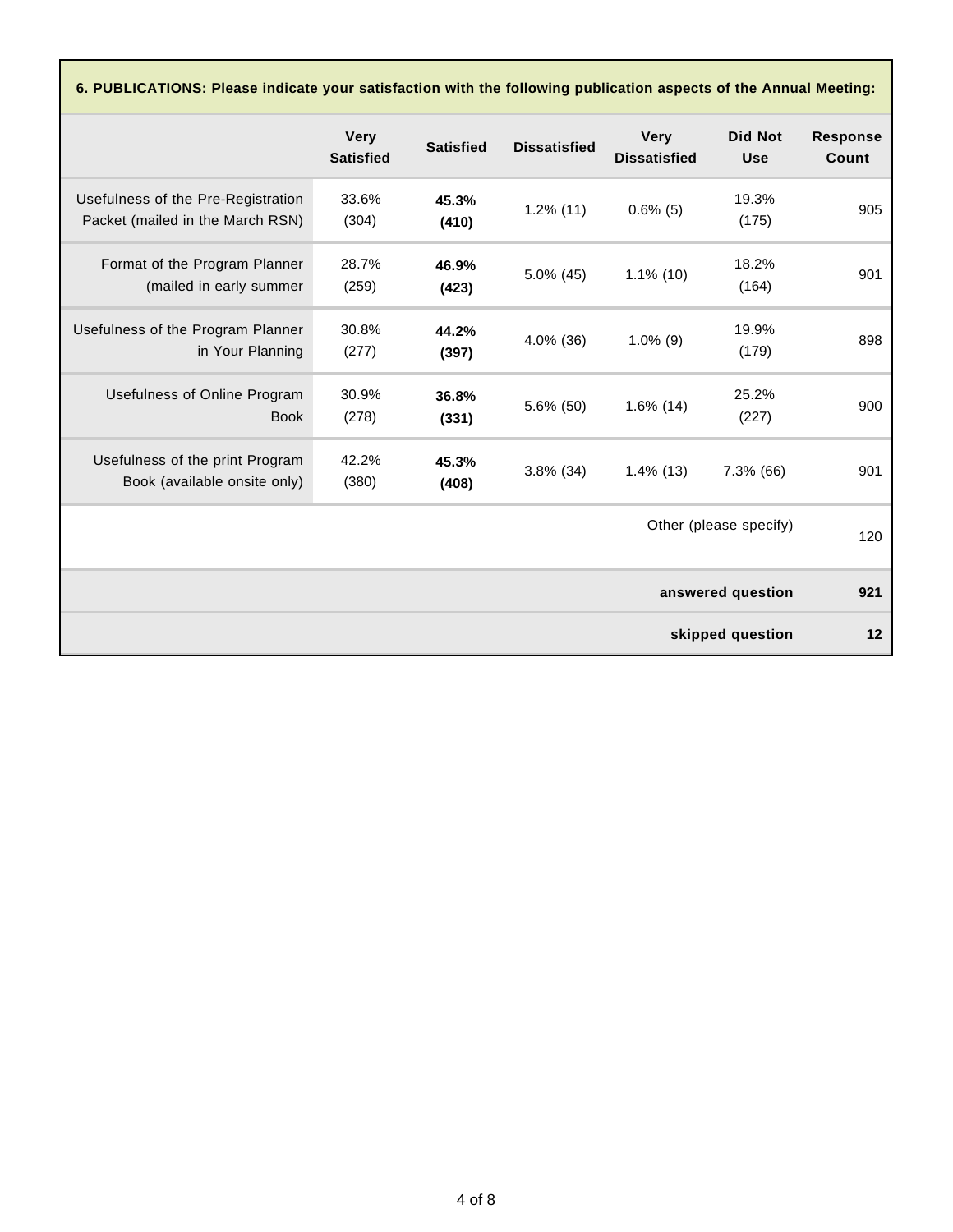**6. PUBLICATIONS: Please indicate your satisfaction with the following publication aspects of the Annual Meeting:**

| | Very Satisfied | Satisfied | Dissatisfied | Very Dissatisfied | Did Not Use | Response Count |
|---|---|---|---|---|---|---|
| Usefulness of the Pre-Registration Packet (mailed in the March RSN) | 33.6% (304) | **45.3% (410)** | 1.2% (11) | 0.6% (5) | 19.3% (175) | 905 |
| Format of the Program Planner (mailed in early summer | 28.7% (259) | **46.9% (423)** | 5.0% (45) | 1.1% (10) | 18.2% (164) | 901 |
| Usefulness of the Program Planner in Your Planning | 30.8% (277) | **44.2% (397)** | 4.0% (36) | 1.0% (9) | 19.9% (179) | 898 |
| Usefulness of Online Program Book | 30.9% (278) | **36.8% (331)** | 5.6% (50) | 1.6% (14) | 25.2% (227) | 900 |
| Usefulness of the print Program Book (available onsite only) | 42.2% (380) | **45.3% (408)** | 3.8% (34) | 1.4% (13) | 7.3% (66) | 901 |
| | | | | | Other (please specify) | 120 |
| | | | | | **answered question** | **921** |
| | | | | | **skipped question** | **12** |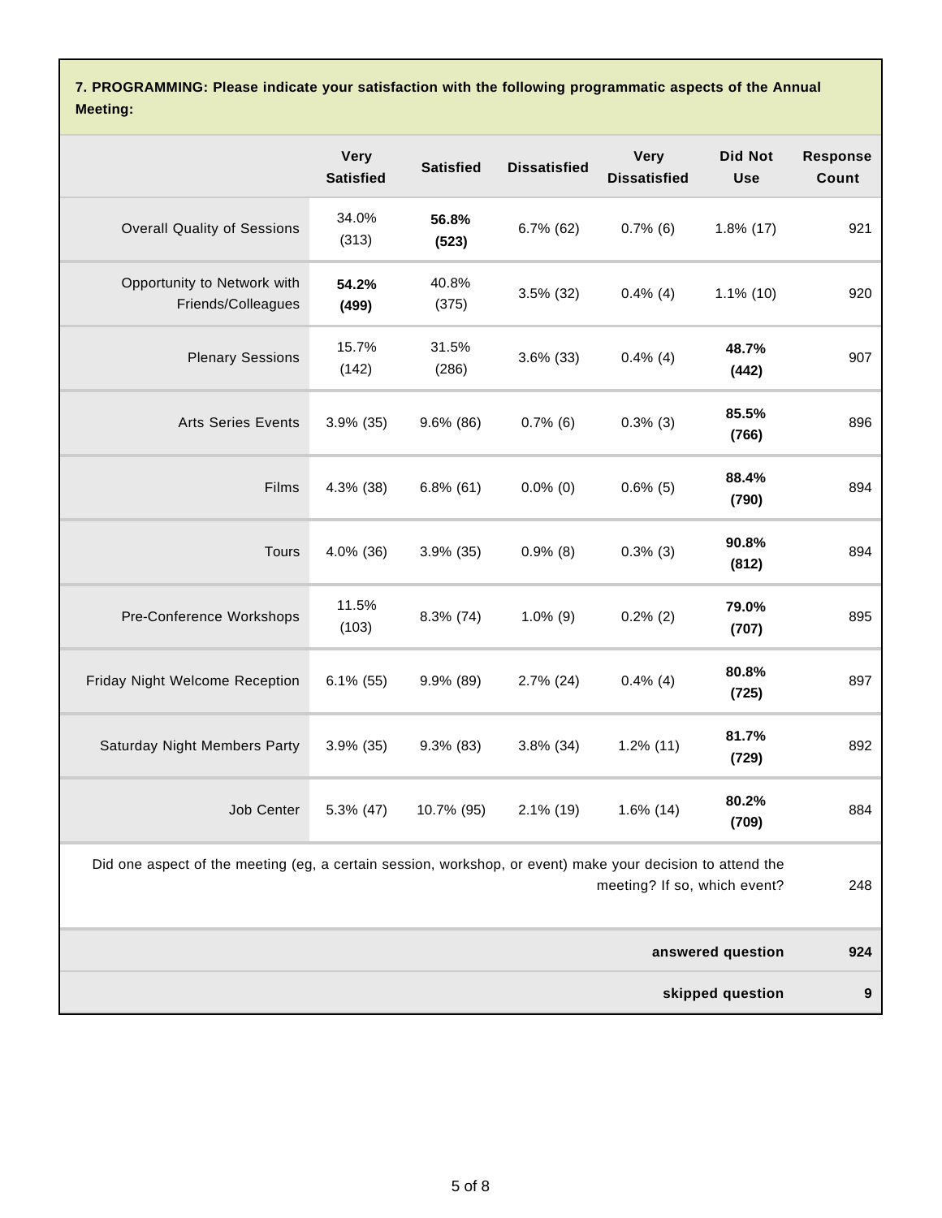**7. PROGRAMMING: Please indicate your satisfaction with the following programmatic aspects of the Annual Meeting:**

| | Very Satisfied | Satisfied | Dissatisfied | Very Dissatisfied | Did Not Use | Response Count |
|---|---|---|---|---|---|---|
| Overall Quality of Sessions | 34.0% (313) | **56.8% (523)** | 6.7% (62) | 0.7% (6) | 1.8% (17) | 921 |
| Opportunity to Network with Friends/Colleagues | **54.2% (499)** | 40.8% (375) | 3.5% (32) | 0.4% (4) | 1.1% (10) | 920 |
| Plenary Sessions | 15.7% (142) | 31.5% (286) | 3.6% (33) | 0.4% (4) | **48.7% (442)** | 907 |
| Arts Series Events | 3.9% (35) | 9.6% (86) | 0.7% (6) | 0.3% (3) | **85.5% (766)** | 896 |
| Films | 4.3% (38) | 6.8% (61) | 0.0% (0) | 0.6% (5) | **88.4% (790)** | 894 |
| Tours | 4.0% (36) | 3.9% (35) | 0.9% (8) | 0.3% (3) | **90.8% (812)** | 894 |
| Pre-Conference Workshops | 11.5% (103) | 8.3% (74) | 1.0% (9) | 0.2% (2) | **79.0% (707)** | 895 |
| Friday Night Welcome Reception | 6.1% (55) | 9.9% (89) | 2.7% (24) | 0.4% (4) | **80.8% (725)** | 897 |
| Saturday Night Members Party | 3.9% (35) | 9.3% (83) | 3.8% (34) | 1.2% (11) | **81.7% (729)** | 892 |
| Job Center | 5.3% (47) | 10.7% (95) | 2.1% (19) | 1.6% (14) | **80.2% (709)** | 884 |
| Did one aspect of the meeting (eg, a certain session, workshop, or event) make your decision to attend the meeting? If so, which event? | | | | | | 248 |
| **answered question** | | | | | | **924** |
| **skipped question** | | | | | | **9** |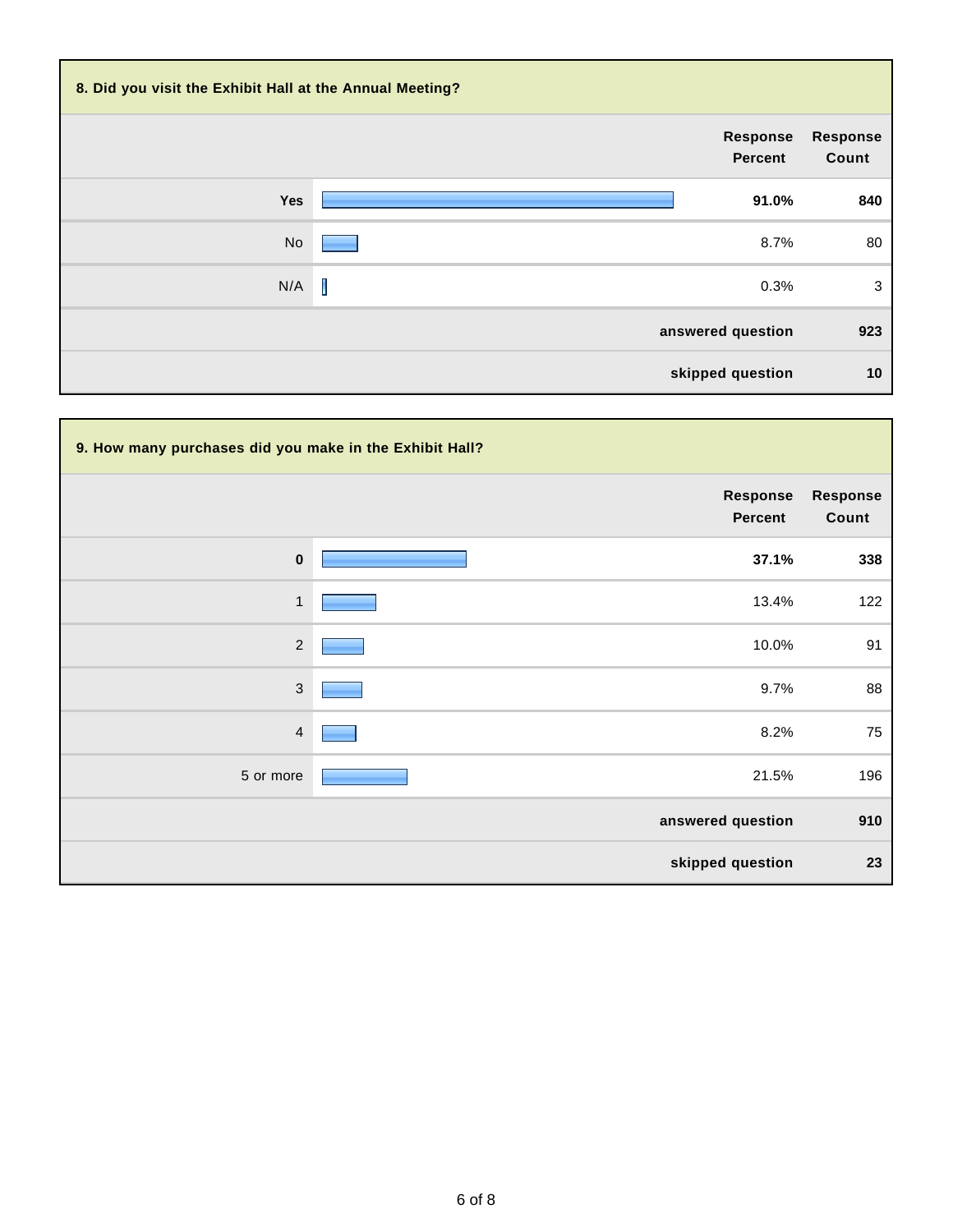**8. Did you visit the Exhibit Hall at the Annual Meeting?**

| | Response Percent | Response Count |
|---|---|---|
| **Yes** | **91.0%** | **840** |
| No | 8.7% | 80 |
| N/A | 0.3% | 3 |
| | **answered question** | **923** |
| | **skipped question** | **10** |

**9. How many purchases did you make in the Exhibit Hall?**

| | Response Percent | Response Count |
|---|---|---|
| **0** | **37.1%** | **338** |
| 1 | 13.4% | 122 |
| 2 | 10.0% | 91 |
| 3 | 9.7% | 88 |
| 4 | 8.2% | 75 |
| 5 or more | 21.5% | 196 |
| | **answered question** | **910** |
| | **skipped question** | **23** |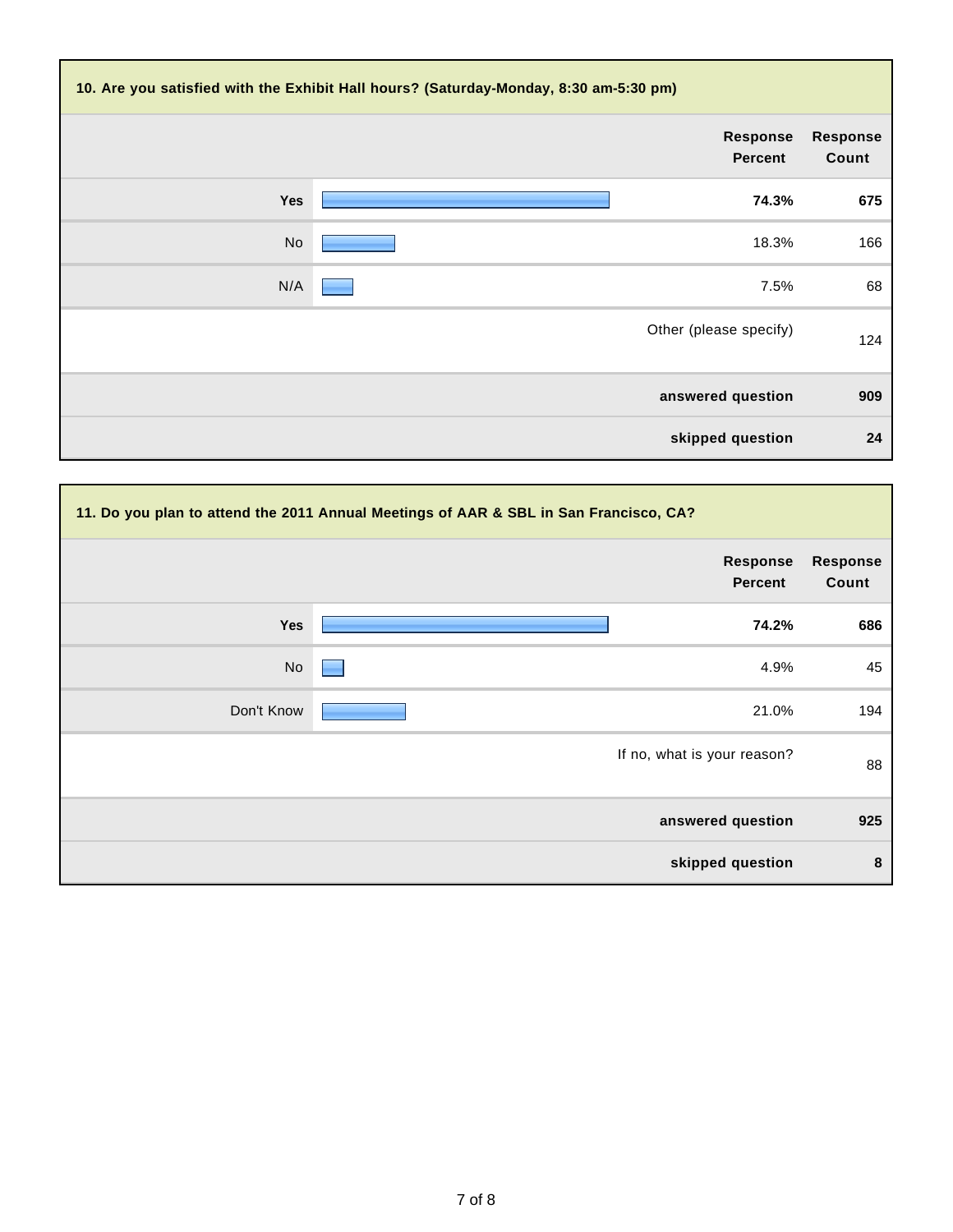### 10. Are you satisfied with the Exhibit Hall hours? (Saturday-Monday, 8:30 am-5:30 pm)

| | Response Percent | Response Count |
|---|---|---|
| **Yes** | **74.3%** | **675** |
| No | 18.3% | 166 |
| N/A | 7.5% | 68 |
| | Other (please specify) | 124 |
| | **answered question** | **909** |
| | **skipped question** | **24** |

### 11. Do you plan to attend the 2011 Annual Meetings of AAR & SBL in San Francisco, CA?

| | Response Percent | Response Count |
|---|---|---|
| **Yes** | **74.2%** | **686** |
| No | 4.9% | 45 |
| Don't Know | 21.0% | 194 |
| | If no, what is your reason? | 88 |
| | **answered question** | **925** |
| | **skipped question** | **8** |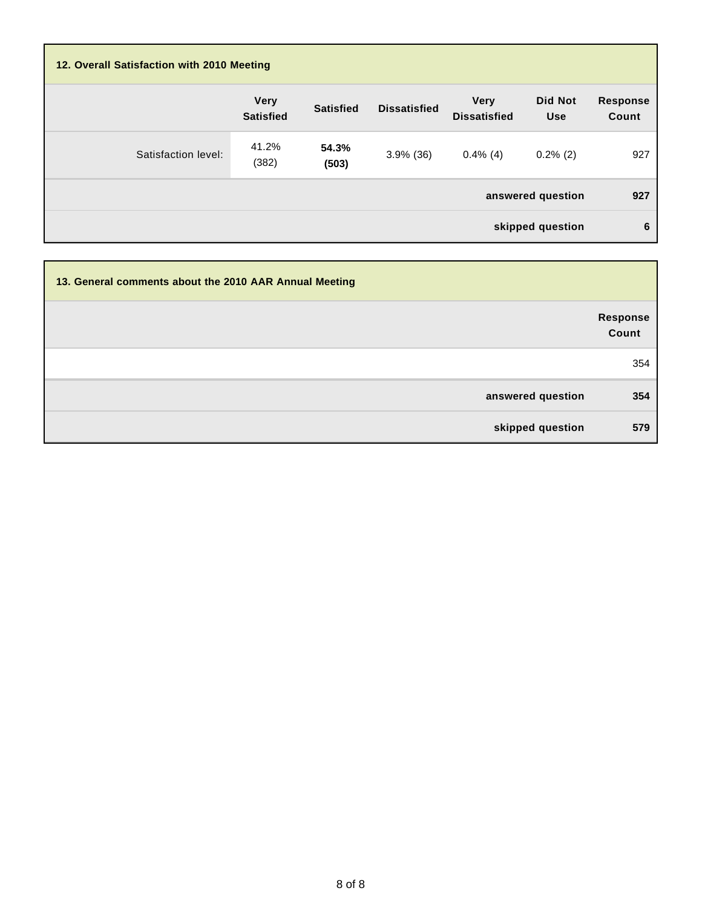## 12. Overall Satisfaction with 2010 Meeting

| | Very Satisfied | Satisfied | Dissatisfied | Very Dissatisfied | Did Not Use | Response Count |
|---|---|---|---|---|---|---|
| Satisfaction level: | 41.2% (382) | **54.3% (503)** | 3.9% (36) | 0.4% (4) | 0.2% (2) | 927 |
| | | | | | **answered question** | **927** |
| | | | | | **skipped question** | **6** |

## 13. General comments about the 2010 AAR Annual Meeting

| | Response Count |
|---|---|
| | 354 |
| **answered question** | **354** |
| **skipped question** | **579** |